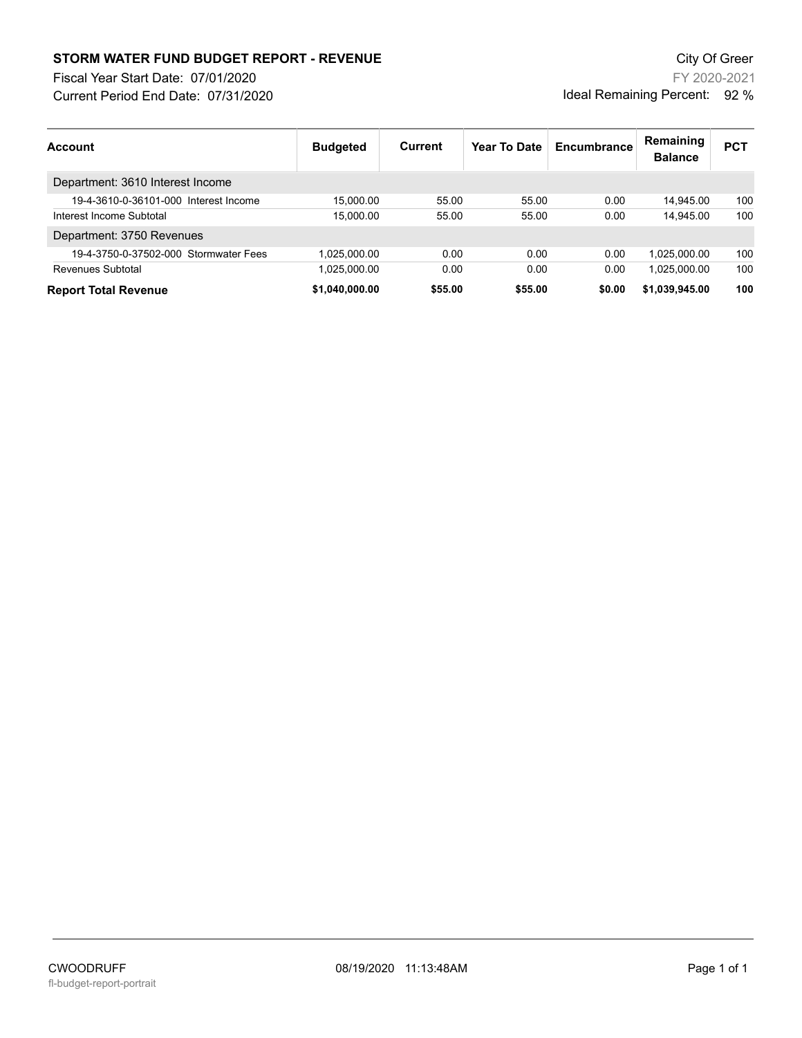# STORM WATER FUND BUDGET REPORT - REVENUE

Fiscal Year Start Date: 07/01/2020
Current Period End Date: 07/31/2020

City Of Greer
FY 2020-2021
Ideal Remaining Percent: 92 %

| Account | Budgeted | Current | Year To Date | Encumbrance | Remaining Balance | PCT |
|---|---|---|---|---|---|---|
| Department: 3610 Interest Income | | | | | | |
| 19-4-3610-0-36101-000 Interest Income | 15,000.00 | 55.00 | 55.00 | 0.00 | 14,945.00 | 100 |
| Interest Income Subtotal | 15,000.00 | 55.00 | 55.00 | 0.00 | 14,945.00 | 100 |
| Department: 3750 Revenues | | | | | | |
| 19-4-3750-0-37502-000 Stormwater Fees | 1,025,000.00 | 0.00 | 0.00 | 0.00 | 1,025,000.00 | 100 |
| Revenues Subtotal | 1,025,000.00 | 0.00 | 0.00 | 0.00 | 1,025,000.00 | 100 |
| **Report Total Revenue** | **$1,040,000.00** | **$55.00** | **$55.00** | **$0.00** | **$1,039,945.00** | **100** |

CWOODRUFF
fl-budget-report-portrait
08/19/2020 11:13:48AM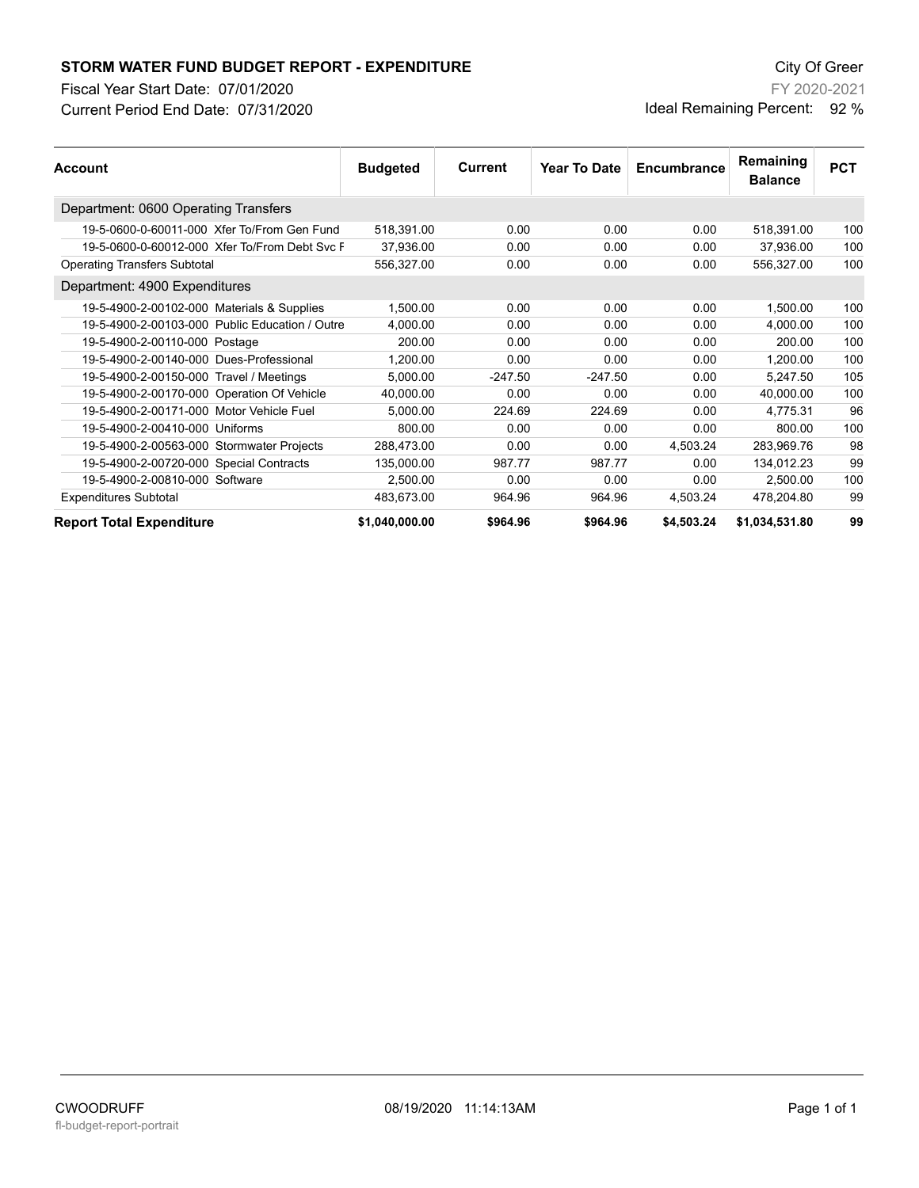**STORM WATER FUND BUDGET REPORT - EXPENDITURE**

Fiscal Year Start Date: 07/01/2020

Current Period End Date: 07/31/2020

City Of Greer

FY 2020-2021

Ideal Remaining Percent: 92 %

| Account | Budgeted | Current | Year To Date | Encumbrance | Remaining Balance | PCT |
|---|---|---|---|---|---|---|
| Department: 0600 Operating Transfers | | | | | | |
| 19-5-0600-0-60011-000 Xfer To/From Gen Fund | 518,391.00 | 0.00 | 0.00 | 0.00 | 518,391.00 | 100 |
| 19-5-0600-0-60012-000 Xfer To/From Debt Svc F | 37,936.00 | 0.00 | 0.00 | 0.00 | 37,936.00 | 100 |
| Operating Transfers Subtotal | 556,327.00 | 0.00 | 0.00 | 0.00 | 556,327.00 | 100 |
| Department: 4900 Expenditures | | | | | | |
| 19-5-4900-2-00102-000 Materials & Supplies | 1,500.00 | 0.00 | 0.00 | 0.00 | 1,500.00 | 100 |
| 19-5-4900-2-00103-000 Public Education / Outre | 4,000.00 | 0.00 | 0.00 | 0.00 | 4,000.00 | 100 |
| 19-5-4900-2-00110-000 Postage | 200.00 | 0.00 | 0.00 | 0.00 | 200.00 | 100 |
| 19-5-4900-2-00140-000 Dues-Professional | 1,200.00 | 0.00 | 0.00 | 0.00 | 1,200.00 | 100 |
| 19-5-4900-2-00150-000 Travel / Meetings | 5,000.00 | -247.50 | -247.50 | 0.00 | 5,247.50 | 105 |
| 19-5-4900-2-00170-000 Operation Of Vehicle | 40,000.00 | 0.00 | 0.00 | 0.00 | 40,000.00 | 100 |
| 19-5-4900-2-00171-000 Motor Vehicle Fuel | 5,000.00 | 224.69 | 224.69 | 0.00 | 4,775.31 | 96 |
| 19-5-4900-2-00410-000 Uniforms | 800.00 | 0.00 | 0.00 | 0.00 | 800.00 | 100 |
| 19-5-4900-2-00563-000 Stormwater Projects | 288,473.00 | 0.00 | 0.00 | 4,503.24 | 283,969.76 | 98 |
| 19-5-4900-2-00720-000 Special Contracts | 135,000.00 | 987.77 | 987.77 | 0.00 | 134,012.23 | 99 |
| 19-5-4900-2-00810-000 Software | 2,500.00 | 0.00 | 0.00 | 0.00 | 2,500.00 | 100 |
| Expenditures Subtotal | 483,673.00 | 964.96 | 964.96 | 4,503.24 | 478,204.80 | 99 |
| **Report Total Expenditure** | **$1,040,000.00** | **$964.96** | **$964.96** | **$4,503.24** | **$1,034,531.80** | **99** |

CWOODRUFF

fl-budget-report-portrait

08/19/2020 11:14:13AM